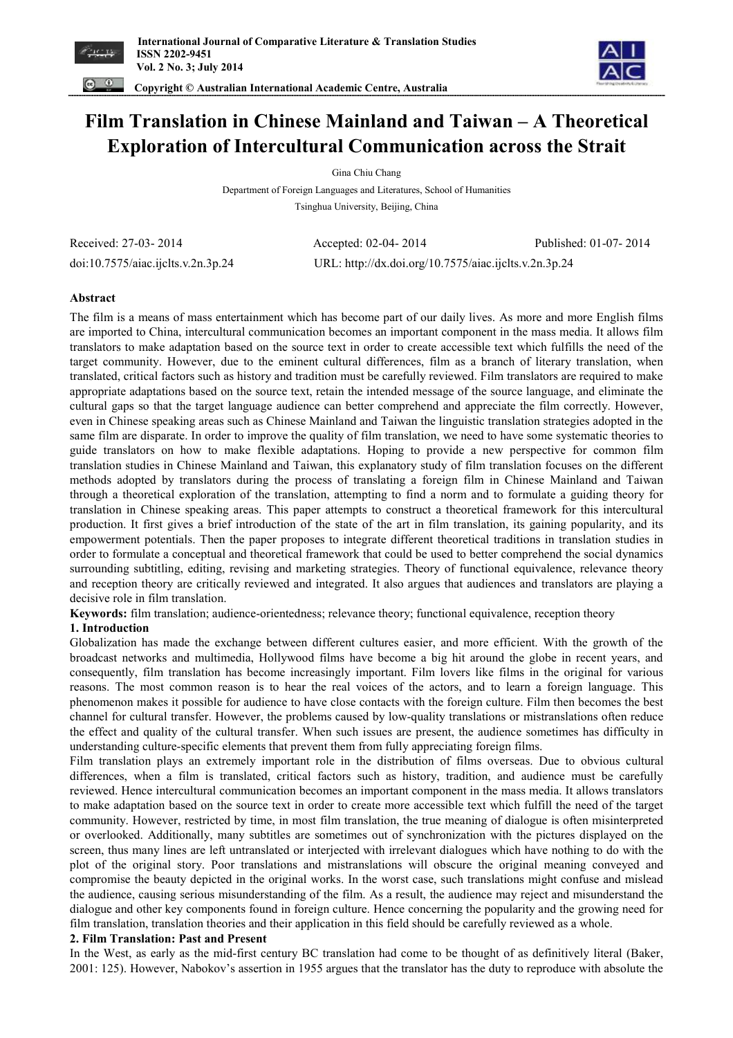# Film Translation in Chinese Mainland and Taiwan – A Theoretical Exploration of Intercultural Communication across the Strait

Gina Chiu Chang

Department of Foreign Languages and Literatures, School of Humanities

Tsinghua University, Beijing, China

Received: 27-03- 2014 Accepted: 02-04- 2014 Published: 01-07- 2014

doi:10.7575/aiac.ijclts.v.2n.3p.24 URL: http://dx.doi.org/10.7575/aiac.ijclts.v.2n.3p.24

## Abstract

The film is a means of mass entertainment which has become part of our daily lives. As more and more English films are imported to China, intercultural communication becomes an important component in the mass media. It allows film translators to make adaptation based on the source text in order to create accessible text which fulfills the need of the target community. However, due to the eminent cultural differences, film as a branch of literary translation, when translated, critical factors such as history and tradition must be carefully reviewed. Film translators are required to make appropriate adaptations based on the source text, retain the intended message of the source language, and eliminate the cultural gaps so that the target language audience can better comprehend and appreciate the film correctly. However, even in Chinese speaking areas such as Chinese Mainland and Taiwan the linguistic translation strategies adopted in the same film are disparate. In order to improve the quality of film translation, we need to have some systematic theories to guide translators on how to make flexible adaptations. Hoping to provide a new perspective for common film translation studies in Chinese Mainland and Taiwan, this explanatory study of film translation focuses on the different methods adopted by translators during the process of translating a foreign film in Chinese Mainland and Taiwan through a theoretical exploration of the translation, attempting to find a norm and to formulate a guiding theory for translation in Chinese speaking areas. This paper attempts to construct a theoretical framework for this intercultural production. It first gives a brief introduction of the state of the art in film translation, its gaining popularity, and its empowerment potentials. Then the paper proposes to integrate different theoretical traditions in translation studies in order to formulate a conceptual and theoretical framework that could be used to better comprehend the social dynamics surrounding subtitling, editing, revising and marketing strategies. Theory of functional equivalence, relevance theory and reception theory are critically reviewed and integrated. It also argues that audiences and translators are playing a decisive role in film translation.

**Keywords:** film translation; audience-orientedness; relevance theory; functional equivalence, reception theory

## 1. Introduction

Globalization has made the exchange between different cultures easier, and more efficient. With the growth of the broadcast networks and multimedia, Hollywood films have become a big hit around the globe in recent years, and consequently, film translation has become increasingly important. Film lovers like films in the original for various reasons. The most common reason is to hear the real voices of the actors, and to learn a foreign language. This phenomenon makes it possible for audience to have close contacts with the foreign culture. Film then becomes the best channel for cultural transfer. However, the problems caused by low-quality translations or mistranslations often reduce the effect and quality of the cultural transfer. When such issues are present, the audience sometimes has difficulty in understanding culture-specific elements that prevent them from fully appreciating foreign films.

Film translation plays an extremely important role in the distribution of films overseas. Due to obvious cultural differences, when a film is translated, critical factors such as history, tradition, and audience must be carefully reviewed. Hence intercultural communication becomes an important component in the mass media. It allows translators to make adaptation based on the source text in order to create more accessible text which fulfill the need of the target community. However, restricted by time, in most film translation, the true meaning of dialogue is often misinterpreted or overlooked. Additionally, many subtitles are sometimes out of synchronization with the pictures displayed on the screen, thus many lines are left untranslated or interjected with irrelevant dialogues which have nothing to do with the plot of the original story. Poor translations and mistranslations will obscure the original meaning conveyed and compromise the beauty depicted in the original works. In the worst case, such translations might confuse and mislead the audience, causing serious misunderstanding of the film. As a result, the audience may reject and misunderstand the dialogue and other key components found in foreign culture. Hence concerning the popularity and the growing need for film translation, translation theories and their application in this field should be carefully reviewed as a whole.

## 2. Film Translation: Past and Present

In the West, as early as the mid-first century BC translation had come to be thought of as definitively literal (Baker, 2001: 125). However, Nabokov's assertion in 1955 argues that the translator has the duty to reproduce with absolute the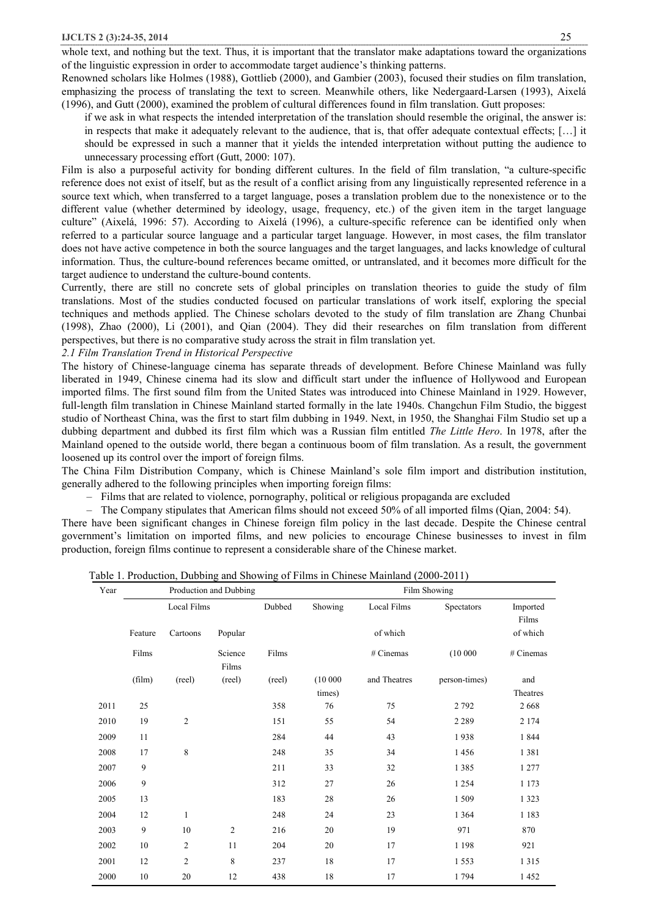whole text, and nothing but the text. Thus, it is important that the translator make adaptations toward the organizations of the linguistic expression in order to accommodate target audience's thinking patterns.

Renowned scholars like Holmes (1988), Gottlieb (2000), and Gambier (2003), focused their studies on film translation, emphasizing the process of translating the text to screen. Meanwhile others, like Nedergaard-Larsen (1993), Aixelá (1996), and Gutt (2000), examined the problem of cultural differences found in film translation. Gutt proposes:

> if we ask in what respects the intended interpretation of the translation should resemble the original, the answer is: in respects that make it adequately relevant to the audience, that is, that offer adequate contextual effects; […] it should be expressed in such a manner that it yields the intended interpretation without putting the audience to unnecessary processing effort (Gutt, 2000: 107).

Film is also a purposeful activity for bonding different cultures. In the field of film translation, "a culture-specific reference does not exist of itself, but as the result of a conflict arising from any linguistically represented reference in a source text which, when transferred to a target language, poses a translation problem due to the nonexistence or to the different value (whether determined by ideology, usage, frequency, etc.) of the given item in the target language culture" (Aixelá, 1996: 57). According to Aixelá (1996), a culture-specific reference can be identified only when referred to a particular source language and a particular target language. However, in most cases, the film translator does not have active competence in both the source languages and the target languages, and lacks knowledge of cultural information. Thus, the culture-bound references became omitted, or untranslated, and it becomes more difficult for the target audience to understand the culture-bound contents.

Currently, there are still no concrete sets of global principles on translation theories to guide the study of film translations. Most of the studies conducted focused on particular translations of work itself, exploring the special techniques and methods applied. The Chinese scholars devoted to the study of film translation are Zhang Chunbai (1998), Zhao (2000), Li (2001), and Qian (2004). They did their researches on film translation from different perspectives, but there is no comparative study across the strait in film translation yet.

*2.1 Film Translation Trend in Historical Perspective*

The history of Chinese-language cinema has separate threads of development. Before Chinese Mainland was fully liberated in 1949, Chinese cinema had its slow and difficult start under the influence of Hollywood and European imported films. The first sound film from the United States was introduced into Chinese Mainland in 1929. However, full-length film translation in Chinese Mainland started formally in the late 1940s. Changchun Film Studio, the biggest studio of Northeast China, was the first to start film dubbing in 1949. Next, in 1950, the Shanghai Film Studio set up a dubbing department and dubbed its first film which was a Russian film entitled *The Little Hero*. In 1978, after the Mainland opened to the outside world, there began a continuous boom of film translation. As a result, the government loosened up its control over the import of foreign films.

The China Film Distribution Company, which is Chinese Mainland's sole film import and distribution institution, generally adhered to the following principles when importing foreign films:

– Films that are related to violence, pornography, political or religious propaganda are excluded

– The Company stipulates that American films should not exceed 50% of all imported films (Qian, 2004: 54).

There have been significant changes in Chinese foreign film policy in the last decade. Despite the Chinese central government's limitation on imported films, and new policies to encourage Chinese businesses to invest in film production, foreign films continue to represent a considerable share of the Chinese market.

Table 1. Production, Dubbing and Showing of Films in Chinese Mainland (2000-2011)

| Year | Production and Dubbing | | | | Film Showing | | | |
|---|---|---|---|---|---|---|---|---|
| | Local Films | | | Dubbed Films (reel) | Showing (10 000 times) | Local Films of which # Cinemas and Theatres | Spectators (10 000 person-times) | Imported Films of which # Cinemas and Theatres |
| | Feature Films (film) | Cartoons (reel) | Popular Science Films (reel) | | | | | |
| 2011 | 25 | | | 358 | 76 | 75 | 2 792 | 2 668 |
| 2010 | 19 | 2 | | 151 | 55 | 54 | 2 289 | 2 174 |
| 2009 | 11 | | | 284 | 44 | 43 | 1 938 | 1 844 |
| 2008 | 17 | 8 | | 248 | 35 | 34 | 1 456 | 1 381 |
| 2007 | 9 | | | 211 | 33 | 32 | 1 385 | 1 277 |
| 2006 | 9 | | | 312 | 27 | 26 | 1 254 | 1 173 |
| 2005 | 13 | | | 183 | 28 | 26 | 1 509 | 1 323 |
| 2004 | 12 | 1 | | 248 | 24 | 23 | 1 364 | 1 183 |
| 2003 | 9 | 10 | 2 | 216 | 20 | 19 | 971 | 870 |
| 2002 | 10 | 2 | 11 | 204 | 20 | 17 | 1 198 | 921 |
| 2001 | 12 | 2 | 8 | 237 | 18 | 17 | 1 553 | 1 315 |
| 2000 | 10 | 20 | 12 | 438 | 18 | 17 | 1 794 | 1 452 |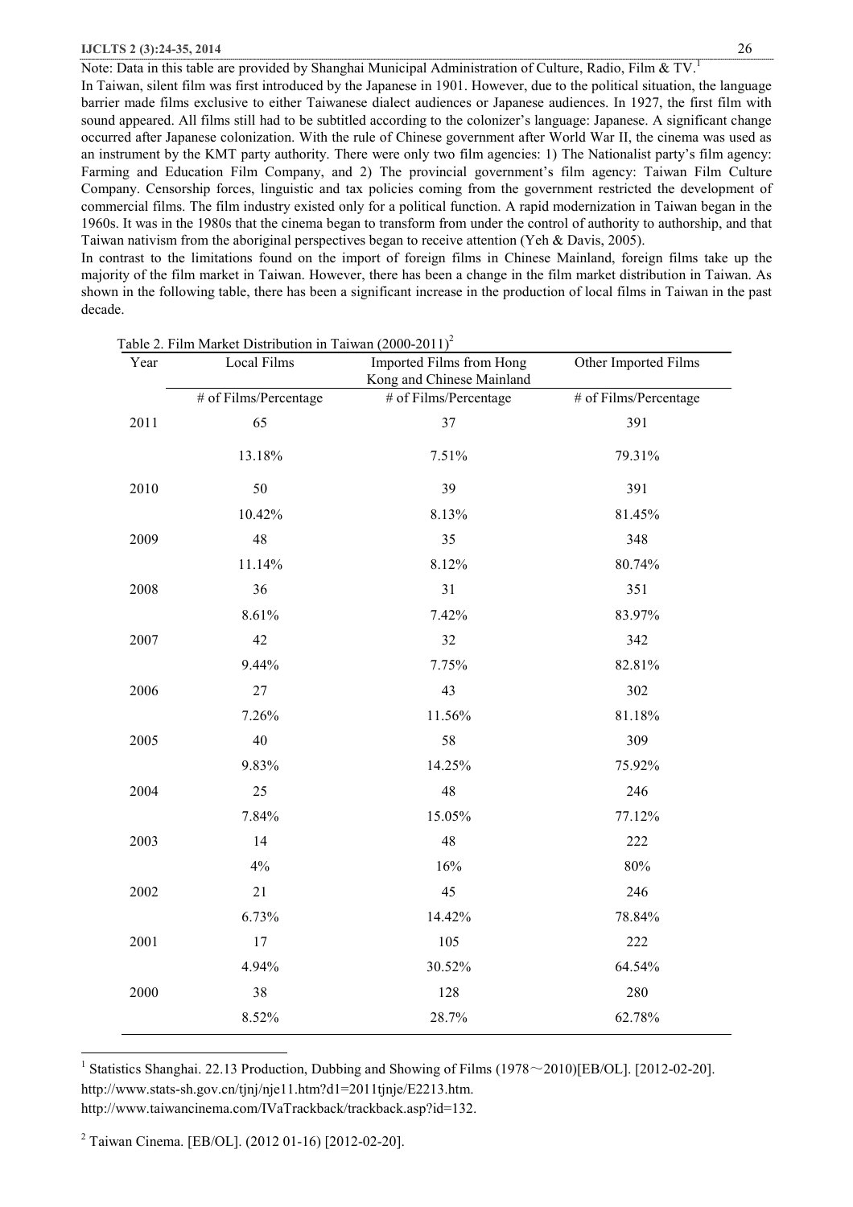Note: Data in this table are provided by Shanghai Municipal Administration of Culture, Radio, Film & TV.[1]

In Taiwan, silent film was first introduced by the Japanese in 1901. However, due to the political situation, the language barrier made films exclusive to either Taiwanese dialect audiences or Japanese audiences. In 1927, the first film with sound appeared. All films still had to be subtitled according to the colonizer's language: Japanese. A significant change occurred after Japanese colonization. With the rule of Chinese government after World War II, the cinema was used as an instrument by the KMT party authority. There were only two film agencies: 1) The Nationalist party's film agency: Farming and Education Film Company, and 2) The provincial government's film agency: Taiwan Film Culture Company. Censorship forces, linguistic and tax policies coming from the government restricted the development of commercial films. The film industry existed only for a political function. A rapid modernization in Taiwan began in the 1960s. It was in the 1980s that the cinema began to transform from under the control of authority to authorship, and that Taiwan nativism from the aboriginal perspectives began to receive attention (Yeh & Davis, 2005).

In contrast to the limitations found on the import of foreign films in Chinese Mainland, foreign films take up the majority of the film market in Taiwan. However, there has been a change in the film market distribution in Taiwan. As shown in the following table, there has been a significant increase in the production of local films in Taiwan in the past decade.

Table 2. Film Market Distribution in Taiwan (2000-2011)[2]

| Year | Local Films | Imported Films from Hong Kong and Chinese Mainland | Other Imported Films |
|---|---|---|---|
| | # of Films/Percentage | # of Films/Percentage | # of Films/Percentage |
| 2011 | 65 | 37 | 391 |
| | 13.18% | 7.51% | 79.31% |
| 2010 | 50 | 39 | 391 |
| | 10.42% | 8.13% | 81.45% |
| 2009 | 48 | 35 | 348 |
| | 11.14% | 8.12% | 80.74% |
| 2008 | 36 | 31 | 351 |
| | 8.61% | 7.42% | 83.97% |
| 2007 | 42 | 32 | 342 |
| | 9.44% | 7.75% | 82.81% |
| 2006 | 27 | 43 | 302 |
| | 7.26% | 11.56% | 81.18% |
| 2005 | 40 | 58 | 309 |
| | 9.83% | 14.25% | 75.92% |
| 2004 | 25 | 48 | 246 |
| | 7.84% | 15.05% | 77.12% |
| 2003 | 14 | 48 | 222 |
| | 4% | 16% | 80% |
| 2002 | 21 | 45 | 246 |
| | 6.73% | 14.42% | 78.84% |
| 2001 | 17 | 105 | 222 |
| | 4.94% | 30.52% | 64.54% |
| 2000 | 38 | 128 | 280 |
| | 8.52% | 28.7% | 62.78% |

---

[1] Statistics Shanghai. 22.13 Production, Dubbing and Showing of Films (1978～2010)[EB/OL]. [2012-02-20]. http://www.stats-sh.gov.cn/tjnj/nje11.htm?d1=2011tjnje/E2213.htm. http://www.taiwancinema.com/IVaTrackback/trackback.asp?id=132.

[2] Taiwan Cinema. [EB/OL]. (2012 01-16) [2012-02-20].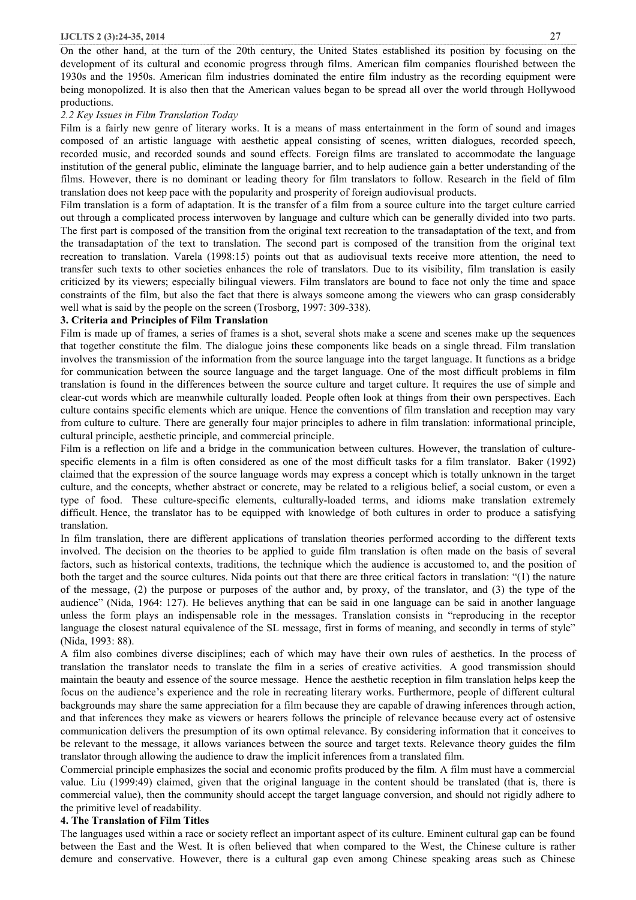On the other hand, at the turn of the 20th century, the United States established its position by focusing on the development of its cultural and economic progress through films. American film companies flourished between the 1930s and the 1950s. American film industries dominated the entire film industry as the recording equipment were being monopolized. It is also then that the American values began to be spread all over the world through Hollywood productions.

### *2.2 Key Issues in Film Translation Today*

Film is a fairly new genre of literary works. It is a means of mass entertainment in the form of sound and images composed of an artistic language with aesthetic appeal consisting of scenes, written dialogues, recorded speech, recorded music, and recorded sounds and sound effects. Foreign films are translated to accommodate the language institution of the general public, eliminate the language barrier, and to help audience gain a better understanding of the films. However, there is no dominant or leading theory for film translators to follow. Research in the field of film translation does not keep pace with the popularity and prosperity of foreign audiovisual products.

Film translation is a form of adaptation. It is the transfer of a film from a source culture into the target culture carried out through a complicated process interwoven by language and culture which can be generally divided into two parts. The first part is composed of the transition from the original text recreation to the transadaptation of the text, and from the transadaptation of the text to translation. The second part is composed of the transition from the original text recreation to translation. Varela (1998:15) points out that as audiovisual texts receive more attention, the need to transfer such texts to other societies enhances the role of translators. Due to its visibility, film translation is easily criticized by its viewers; especially bilingual viewers. Film translators are bound to face not only the time and space constraints of the film, but also the fact that there is always someone among the viewers who can grasp considerably well what is said by the people on the screen (Trosborg, 1997: 309-338).

## **3. Criteria and Principles of Film Translation**

Film is made up of frames, a series of frames is a shot, several shots make a scene and scenes make up the sequences that together constitute the film. The dialogue joins these components like beads on a single thread. Film translation involves the transmission of the information from the source language into the target language. It functions as a bridge for communication between the source language and the target language. One of the most difficult problems in film translation is found in the differences between the source culture and target culture. It requires the use of simple and clear-cut words which are meanwhile culturally loaded. People often look at things from their own perspectives. Each culture contains specific elements which are unique. Hence the conventions of film translation and reception may vary from culture to culture. There are generally four major principles to adhere in film translation: informational principle, cultural principle, aesthetic principle, and commercial principle.

Film is a reflection on life and a bridge in the communication between cultures. However, the translation of culture-specific elements in a film is often considered as one of the most difficult tasks for a film translator. Baker (1992) claimed that the expression of the source language words may express a concept which is totally unknown in the target culture, and the concepts, whether abstract or concrete, may be related to a religious belief, a social custom, or even a type of food. These culture-specific elements, culturally-loaded terms, and idioms make translation extremely difficult. Hence, the translator has to be equipped with knowledge of both cultures in order to produce a satisfying translation.

In film translation, there are different applications of translation theories performed according to the different texts involved. The decision on the theories to be applied to guide film translation is often made on the basis of several factors, such as historical contexts, traditions, the technique which the audience is accustomed to, and the position of both the target and the source cultures. Nida points out that there are three critical factors in translation: "(1) the nature of the message, (2) the purpose or purposes of the author and, by proxy, of the translator, and (3) the type of the audience" (Nida, 1964: 127). He believes anything that can be said in one language can be said in another language unless the form plays an indispensable role in the messages. Translation consists in "reproducing in the receptor language the closest natural equivalence of the SL message, first in forms of meaning, and secondly in terms of style" (Nida, 1993: 88).

A film also combines diverse disciplines; each of which may have their own rules of aesthetics. In the process of translation the translator needs to translate the film in a series of creative activities. A good transmission should maintain the beauty and essence of the source message. Hence the aesthetic reception in film translation helps keep the focus on the audience's experience and the role in recreating literary works. Furthermore, people of different cultural backgrounds may share the same appreciation for a film because they are capable of drawing inferences through action, and that inferences they make as viewers or hearers follows the principle of relevance because every act of ostensive communication delivers the presumption of its own optimal relevance. By considering information that it conceives to be relevant to the message, it allows variances between the source and target texts. Relevance theory guides the film translator through allowing the audience to draw the implicit inferences from a translated film.

Commercial principle emphasizes the social and economic profits produced by the film. A film must have a commercial value. Liu (1999:49) claimed, given that the original language in the content should be translated (that is, there is commercial value), then the community should accept the target language conversion, and should not rigidly adhere to the primitive level of readability.

## **4. The Translation of Film Titles**

The languages used within a race or society reflect an important aspect of its culture. Eminent cultural gap can be found between the East and the West. It is often believed that when compared to the West, the Chinese culture is rather demure and conservative. However, there is a cultural gap even among Chinese speaking areas such as Chinese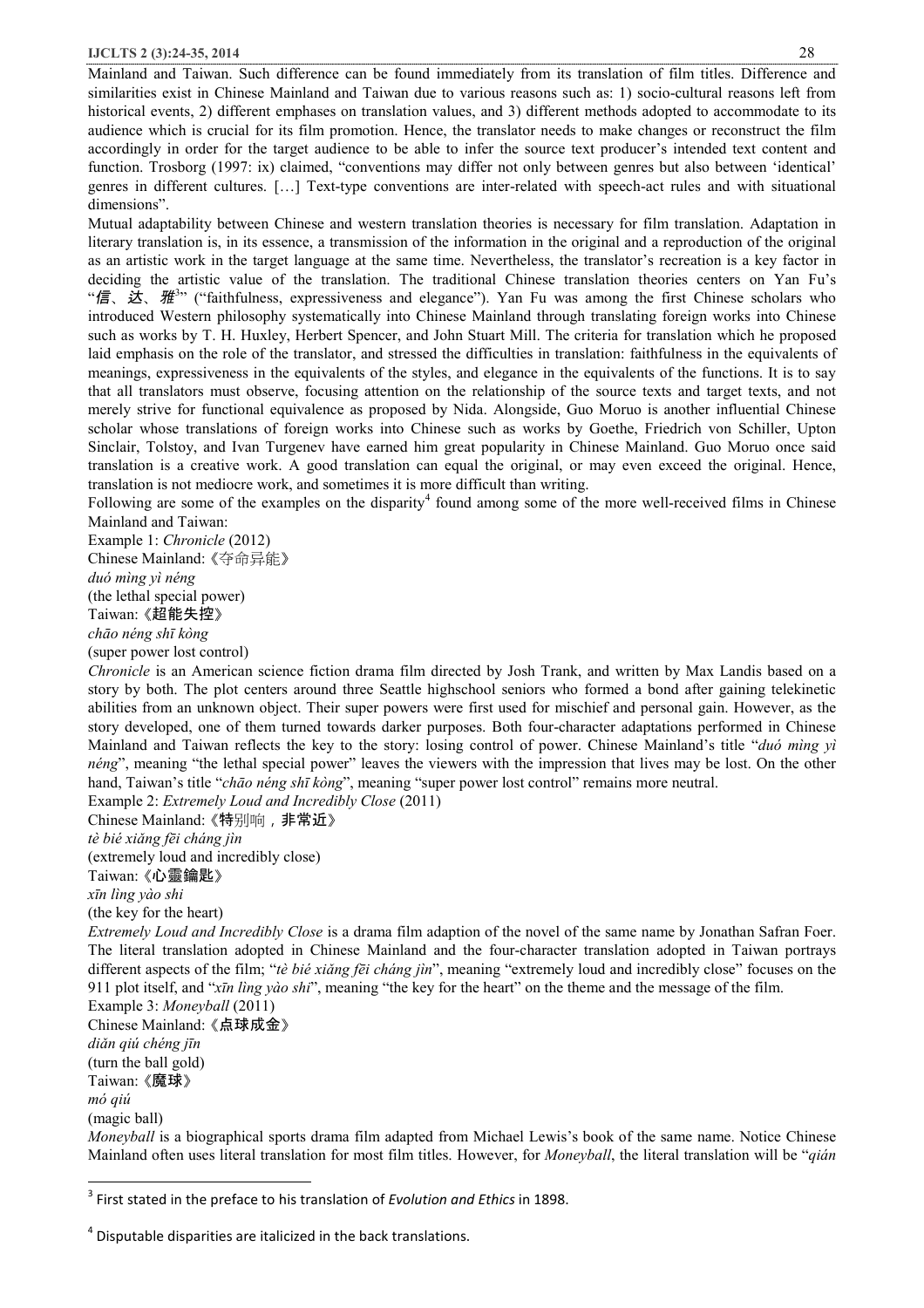Mainland and Taiwan. Such difference can be found immediately from its translation of film titles. Difference and similarities exist in Chinese Mainland and Taiwan due to various reasons such as: 1) socio-cultural reasons left from historical events, 2) different emphases on translation values, and 3) different methods adopted to accommodate to its audience which is crucial for its film promotion. Hence, the translator needs to make changes or reconstruct the film accordingly in order for the target audience to be able to infer the source text producer's intended text content and function. Trosborg (1997: ix) claimed, "conventions may differ not only between genres but also between 'identical' genres in different cultures. […] Text-type conventions are inter-related with speech-act rules and with situational dimensions".

Mutual adaptability between Chinese and western translation theories is necessary for film translation. Adaptation in literary translation is, in its essence, a transmission of the information in the original and a reproduction of the original as an artistic work in the target language at the same time. Nevertheless, the translator's recreation is a key factor in deciding the artistic value of the translation. The traditional Chinese translation theories centers on Yan Fu's "***信、达、雅***[3]" ("faithfulness, expressiveness and elegance"). Yan Fu was among the first Chinese scholars who introduced Western philosophy systematically into Chinese Mainland through translating foreign works into Chinese such as works by T. H. Huxley, Herbert Spencer, and John Stuart Mill. The criteria for translation which he proposed laid emphasis on the role of the translator, and stressed the difficulties in translation: faithfulness in the equivalents of meanings, expressiveness in the equivalents of the styles, and elegance in the equivalents of the functions. It is to say that all translators must observe, focusing attention on the relationship of the source texts and target texts, and not merely strive for functional equivalence as proposed by Nida. Alongside, Guo Moruo is another influential Chinese scholar whose translations of foreign works into Chinese such as works by Goethe, Friedrich von Schiller, Upton Sinclair, Tolstoy, and Ivan Turgenev have earned him great popularity in Chinese Mainland. Guo Moruo once said translation is a creative work. A good translation can equal the original, or may even exceed the original. Hence, translation is not mediocre work, and sometimes it is more difficult than writing.

Following are some of the examples on the disparity[4] found among some of the more well-received films in Chinese Mainland and Taiwan:

Example 1: *Chronicle* (2012)
Chinese Mainland:《夺命异能》
*duó mìng yì néng*
(the lethal special power)
Taiwan:《**超能失控**》
*chāo néng shī kòng*
(super power lost control)

*Chronicle* is an American science fiction drama film directed by Josh Trank, and written by Max Landis based on a story by both. The plot centers around three Seattle highschool seniors who formed a bond after gaining telekinetic abilities from an unknown object. Their super powers were first used for mischief and personal gain. However, as the story developed, one of them turned towards darker purposes. Both four-character adaptations performed in Chinese Mainland and Taiwan reflects the key to the story: losing control of power. Chinese Mainland's title "*duó mìng yì néng*", meaning "the lethal special power" leaves the viewers with the impression that lives may be lost. On the other hand, Taiwan's title "*chāo néng shī kòng*", meaning "super power lost control" remains more neutral.

Example 2: *Extremely Loud and Incredibly Close* (2011)
Chinese Mainland:《**特**别响，**非常近**》
*tè bié xiǎng fēi cháng jìn*
(extremely loud and incredibly close)
Taiwan:《**心靈鑰匙**》
*xīn lìng yào shi*
(the key for the heart)

*Extremely Loud and Incredibly Close* is a drama film adaption of the novel of the same name by Jonathan Safran Foer. The literal translation adopted in Chinese Mainland and the four-character translation adopted in Taiwan portrays different aspects of the film; "*tè bié xiǎng fēi cháng jìn*", meaning "extremely loud and incredibly close" focuses on the 911 plot itself, and "*xīn lìng yào shi*", meaning "the key for the heart" on the theme and the message of the film.

Example 3: *Moneyball* (2011)
Chinese Mainland:《**点球成金**》
*diǎn qiú chéng jīn*
(turn the ball gold)
Taiwan:《**魔球**》
*mó qiú*
(magic ball)

*Moneyball* is a biographical sports drama film adapted from Michael Lewis's book of the same name. Notice Chinese Mainland often uses literal translation for most film titles. However, for *Moneyball*, the literal translation will be "*qián*

---

[3] First stated in the preface to his translation of *Evolution and Ethics* in 1898.

[4] Disputable disparities are italicized in the back translations.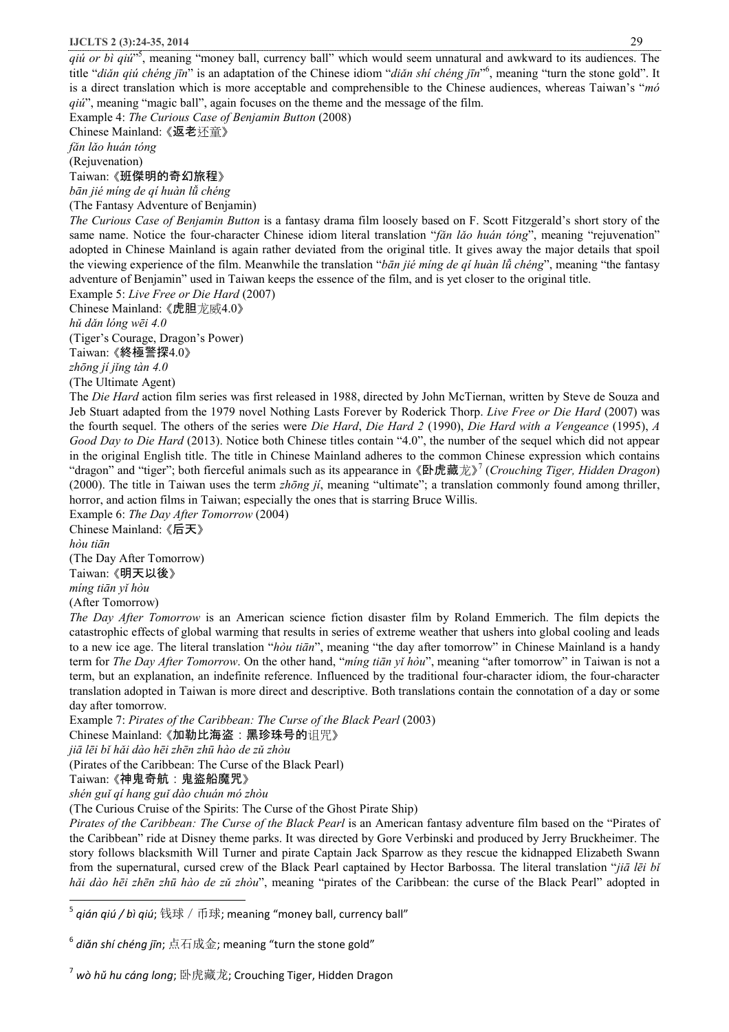*qiú or bì qiú*"[5], meaning "money ball, currency ball" which would seem unnatural and awkward to its audiences. The title "*diǎn qiú chéng jīn*" is an adaptation of the Chinese idiom "*diǎn shí chéng jīn*"[6], meaning "turn the stone gold". It is a direct translation which is more acceptable and comprehensible to the Chinese audiences, whereas Taiwan's "*mó qiú*", meaning "magic ball", again focuses on the theme and the message of the film.

Example 4: *The Curious Case of Benjamin Button* (2008)

Chinese Mainland:《返老还童》

*fǎn lǎo huán tóng*

(Rejuvenation)

Taiwan:《班傑明的奇幻旅程》

*bān jié míng de qí huàn lǚ chéng*

(The Fantasy Adventure of Benjamin)

*The Curious Case of Benjamin Button* is a fantasy drama film loosely based on F. Scott Fitzgerald's short story of the same name. Notice the four-character Chinese idiom literal translation "*fǎn lǎo huán tóng*", meaning "rejuvenation" adopted in Chinese Mainland is again rather deviated from the original title. It gives away the major details that spoil the viewing experience of the film. Meanwhile the translation "*bān jié míng de qí huàn lǚ chéng*", meaning "the fantasy adventure of Benjamin" used in Taiwan keeps the essence of the film, and is yet closer to the original title.

Example 5: *Live Free or Die Hard* (2007)

Chinese Mainland:《虎胆龙威4.0》

*hǔ dǎn lóng wēi 4.0*

(Tiger's Courage, Dragon's Power)

Taiwan:《終極警探4.0》

*zhōng jí jǐng tàn 4.0*

(The Ultimate Agent)

The *Die Hard* action film series was first released in 1988, directed by John McTiernan, written by Steve de Souza and Jeb Stuart adapted from the 1979 novel Nothing Lasts Forever by Roderick Thorp. *Live Free or Die Hard* (2007) was the fourth sequel. The others of the series were *Die Hard*, *Die Hard 2* (1990), *Die Hard with a Vengeance* (1995), *A Good Day to Die Hard* (2013). Notice both Chinese titles contain "4.0", the number of the sequel which did not appear in the original English title. The title in Chinese Mainland adheres to the common Chinese expression which contains "dragon" and "tiger"; both fierceful animals such as its appearance in《卧虎藏龙》[7] (*Crouching Tiger, Hidden Dragon*) (2000). The title in Taiwan uses the term *zhōng jí*, meaning "ultimate"; a translation commonly found among thriller, horror, and action films in Taiwan; especially the ones that is starring Bruce Willis.

Example 6: *The Day After Tomorrow* (2004)

Chinese Mainland:《后天》

*hòu tiān*

(The Day After Tomorrow)

Taiwan:《明天以後》

*míng tiān yǐ hòu*

(After Tomorrow)

*The Day After Tomorrow* is an American science fiction disaster film by Roland Emmerich. The film depicts the catastrophic effects of global warming that results in series of extreme weather that ushers into global cooling and leads to a new ice age. The literal translation "*hòu tiān*", meaning "the day after tomorrow" in Chinese Mainland is a handy term for *The Day After Tomorrow*. On the other hand, "*míng tiān yǐ hòu*", meaning "after tomorrow" in Taiwan is not a term, but an explanation, an indefinite reference. Influenced by the traditional four-character idiom, the four-character translation adopted in Taiwan is more direct and descriptive. Both translations contain the connotation of a day or some day after tomorrow.

Example 7: *Pirates of the Caribbean: The Curse of the Black Pearl* (2003)

Chinese Mainland:《加勒比海盗：黑珍珠号的诅咒》

*jiā lēi bǐ hǎi dào hēi zhēn zhū hào de zǔ zhòu*

(Pirates of the Caribbean: The Curse of the Black Pearl)

Taiwan:《神鬼奇航：鬼盜船魔咒》

*shén guǐ qí hang guǐ dào chuán mó zhòu*

(The Curious Cruise of the Spirits: The Curse of the Ghost Pirate Ship)

*Pirates of the Caribbean: The Curse of the Black Pearl* is an American fantasy adventure film based on the "Pirates of the Caribbean" ride at Disney theme parks. It was directed by Gore Verbinski and produced by Jerry Bruckheimer. The story follows blacksmith Will Turner and pirate Captain Jack Sparrow as they rescue the kidnapped Elizabeth Swann from the supernatural, cursed crew of the Black Pearl captained by Hector Barbossa. The literal translation "*jiā lēi bǐ hǎi dào hēi zhēn zhū hào de zǔ zhòu*", meaning "pirates of the Caribbean: the curse of the Black Pearl" adopted in

---

[5] *qián qiú / bì qiú*; 钱球 / 币球; meaning "money ball, currency ball"

[6] *diǎn shí chéng jīn*; 点石成金; meaning "turn the stone gold"

[7] *wò hǔ hu cáng long*; 卧虎藏龙; Crouching Tiger, Hidden Dragon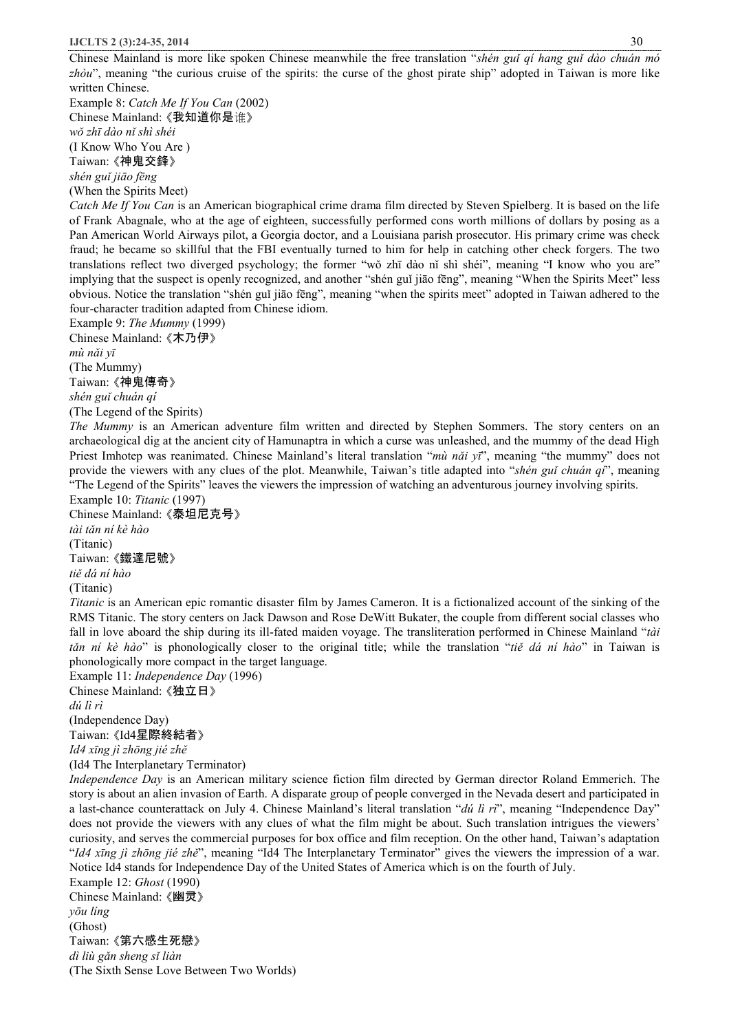Chinese Mainland is more like spoken Chinese meanwhile the free translation "*shén guǐ qí hang guǐ dào chuán mó zhòu*", meaning "the curious cruise of the spirits: the curse of the ghost pirate ship" adopted in Taiwan is more like written Chinese.

Example 8: *Catch Me If You Can* (2002)
Chinese Mainland:《我知道你是谁》
*wǒ zhī dào nǐ shì shéi*
(I Know Who You Are )
Taiwan:《神鬼交鋒》
*shén guǐ jiāo fēng*
(When the Spirits Meet)

*Catch Me If You Can* is an American biographical crime drama film directed by Steven Spielberg. It is based on the life of Frank Abagnale, who at the age of eighteen, successfully performed cons worth millions of dollars by posing as a Pan American World Airways pilot, a Georgia doctor, and a Louisiana parish prosecutor. His primary crime was check fraud; he became so skillful that the FBI eventually turned to him for help in catching other check forgers. The two translations reflect two diverged psychology; the former "wǒ zhī dào nǐ shì shéi", meaning "I know who you are" implying that the suspect is openly recognized, and another "shén guǐ jiāo fēng", meaning "When the Spirits Meet" less obvious. Notice the translation "shén guǐ jiāo fēng", meaning "when the spirits meet" adopted in Taiwan adhered to the four-character tradition adapted from Chinese idiom.

Example 9: *The Mummy* (1999)
Chinese Mainland:《木乃伊》
*mù nǎi yī*
(The Mummy)
Taiwan:《神鬼傳奇》
*shén guǐ chuán qí*
(The Legend of the Spirits)

*The Mummy* is an American adventure film written and directed by Stephen Sommers. The story centers on an archaeological dig at the ancient city of Hamunaptra in which a curse was unleashed, and the mummy of the dead High Priest Imhotep was reanimated. Chinese Mainland's literal translation "*mù nǎi yī*", meaning "the mummy" does not provide the viewers with any clues of the plot. Meanwhile, Taiwan's title adapted into "*shén guǐ chuán qí*", meaning "The Legend of the Spirits" leaves the viewers the impression of watching an adventurous journey involving spirits.

Example 10: *Titanic* (1997)
Chinese Mainland:《泰坦尼克号》
*tài tǎn ní kè hào*
(Titanic)
Taiwan:《鐵達尼號》
*tiě dá ní hào*
(Titanic)

*Titanic* is an American epic romantic disaster film by James Cameron. It is a fictionalized account of the sinking of the RMS Titanic. The story centers on Jack Dawson and Rose DeWitt Bukater, the couple from different social classes who fall in love aboard the ship during its ill-fated maiden voyage. The transliteration performed in Chinese Mainland "*tài tǎn ní kè hào*" is phonologically closer to the original title; while the translation "*tiě dá ní hào*" in Taiwan is phonologically more compact in the target language.

Example 11: *Independence Day* (1996)
Chinese Mainland:《独立日》
*dú lì rì*
(Independence Day)
Taiwan:《Id4星際終結者》
*Id4 xīng jì zhōng jié zhě*
(Id4 The Interplanetary Terminator)

*Independence Day* is an American military science fiction film directed by German director Roland Emmerich. The story is about an alien invasion of Earth. A disparate group of people converged in the Nevada desert and participated in a last-chance counterattack on July 4. Chinese Mainland's literal translation "*dú lì rì*", meaning "Independence Day" does not provide the viewers with any clues of what the film might be about. Such translation intrigues the viewers' curiosity, and serves the commercial purposes for box office and film reception. On the other hand, Taiwan's adaptation "*Id4 xīng jì zhōng jié zhě*", meaning "Id4 The Interplanetary Terminator" gives the viewers the impression of a war. Notice Id4 stands for Independence Day of the United States of America which is on the fourth of July.

Example 12: *Ghost* (1990)
Chinese Mainland:《幽灵》
*yōu líng*
(Ghost)
Taiwan:《第六感生死戀》
*dì liù gǎn sheng sǐ liàn*
(The Sixth Sense Love Between Two Worlds)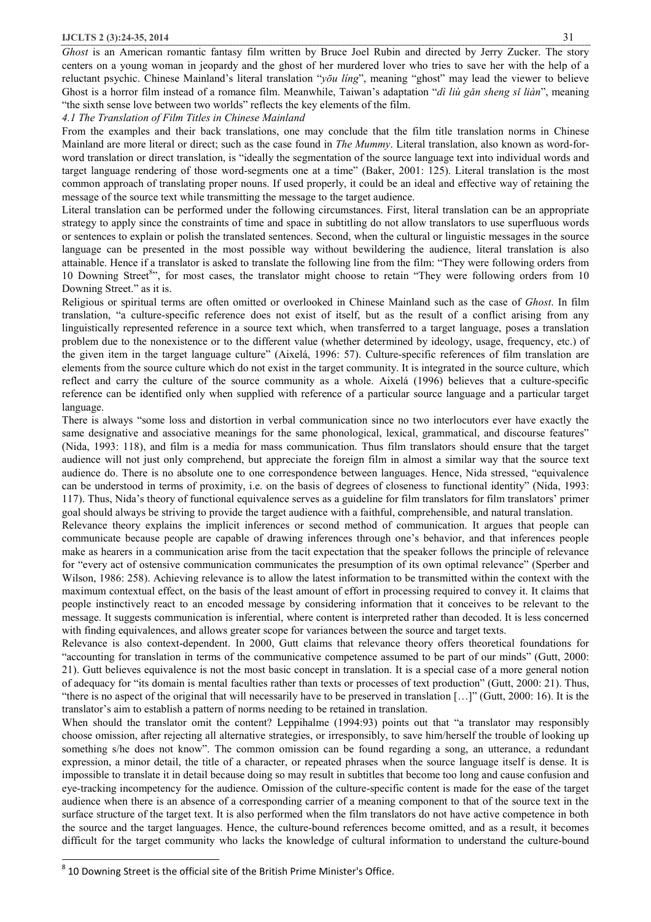*Ghost* is an American romantic fantasy film written by Bruce Joel Rubin and directed by Jerry Zucker. The story centers on a young woman in jeopardy and the ghost of her murdered lover who tries to save her with the help of a reluctant psychic. Chinese Mainland's literal translation "*yōu líng*", meaning "ghost" may lead the viewer to believe Ghost is a horror film instead of a romance film. Meanwhile, Taiwan's adaptation "*dì liù gǎn sheng sǐ liàn*", meaning "the sixth sense love between two worlds" reflects the key elements of the film.

*4.1 The Translation of Film Titles in Chinese Mainland*

From the examples and their back translations, one may conclude that the film title translation norms in Chinese Mainland are more literal or direct; such as the case found in *The Mummy*. Literal translation, also known as word-for-word translation or direct translation, is "ideally the segmentation of the source language text into individual words and target language rendering of those word-segments one at a time" (Baker, 2001: 125). Literal translation is the most common approach of translating proper nouns. If used properly, it could be an ideal and effective way of retaining the message of the source text while transmitting the message to the target audience.

Literal translation can be performed under the following circumstances. First, literal translation can be an appropriate strategy to apply since the constraints of time and space in subtitling do not allow translators to use superfluous words or sentences to explain or polish the translated sentences. Second, when the cultural or linguistic messages in the source language can be presented in the most possible way without bewildering the audience, literal translation is also attainable. Hence if a translator is asked to translate the following line from the film: "They were following orders from 10 Downing Street[8]", for most cases, the translator might choose to retain "They were following orders from 10 Downing Street." as it is.

Religious or spiritual terms are often omitted or overlooked in Chinese Mainland such as the case of *Ghost*. In film translation, "a culture-specific reference does not exist of itself, but as the result of a conflict arising from any linguistically represented reference in a source text which, when transferred to a target language, poses a translation problem due to the nonexistence or to the different value (whether determined by ideology, usage, frequency, etc.) of the given item in the target language culture" (Aixelá, 1996: 57). Culture-specific references of film translation are elements from the source culture which do not exist in the target community. It is integrated in the source culture, which reflect and carry the culture of the source community as a whole. Aixelá (1996) believes that a culture-specific reference can be identified only when supplied with reference of a particular source language and a particular target language.

There is always "some loss and distortion in verbal communication since no two interlocutors ever have exactly the same designative and associative meanings for the same phonological, lexical, grammatical, and discourse features" (Nida, 1993: 118), and film is a media for mass communication. Thus film translators should ensure that the target audience will not just only comprehend, but appreciate the foreign film in almost a similar way that the source text audience do. There is no absolute one to one correspondence between languages. Hence, Nida stressed, "equivalence can be understood in terms of proximity, i.e. on the basis of degrees of closeness to functional identity" (Nida, 1993: 117). Thus, Nida's theory of functional equivalence serves as a guideline for film translators for film translators' primer goal should always be striving to provide the target audience with a faithful, comprehensible, and natural translation.

Relevance theory explains the implicit inferences or second method of communication. It argues that people can communicate because people are capable of drawing inferences through one's behavior, and that inferences people make as hearers in a communication arise from the tacit expectation that the speaker follows the principle of relevance for "every act of ostensive communication communicates the presumption of its own optimal relevance" (Sperber and Wilson, 1986: 258). Achieving relevance is to allow the latest information to be transmitted within the context with the maximum contextual effect, on the basis of the least amount of effort in processing required to convey it. It claims that people instinctively react to an encoded message by considering information that it conceives to be relevant to the message. It suggests communication is inferential, where content is interpreted rather than decoded. It is less concerned with finding equivalences, and allows greater scope for variances between the source and target texts.

Relevance is also context-dependent. In 2000, Gutt claims that relevance theory offers theoretical foundations for "accounting for translation in terms of the communicative competence assumed to be part of our minds" (Gutt, 2000: 21). Gutt believes equivalence is not the most basic concept in translation. It is a special case of a more general notion of adequacy for "its domain is mental faculties rather than texts or processes of text production" (Gutt, 2000: 21). Thus, "there is no aspect of the original that will necessarily have to be preserved in translation […]" (Gutt, 2000: 16). It is the translator's aim to establish a pattern of norms needing to be retained in translation.

When should the translator omit the content? Leppihalme (1994:93) points out that "a translator may responsibly choose omission, after rejecting all alternative strategies, or irresponsibly, to save him/herself the trouble of looking up something s/he does not know". The common omission can be found regarding a song, an utterance, a redundant expression, a minor detail, the title of a character, or repeated phrases when the source language itself is dense. It is impossible to translate it in detail because doing so may result in subtitles that become too long and cause confusion and eye-tracking incompetency for the audience. Omission of the culture-specific content is made for the ease of the target audience when there is an absence of a corresponding carrier of a meaning component to that of the source text in the surface structure of the target text. It is also performed when the film translators do not have active competence in both the source and the target languages. Hence, the culture-bound references become omitted, and as a result, it becomes difficult for the target community who lacks the knowledge of cultural information to understand the culture-bound

[8] 10 Downing Street is the official site of the British Prime Minister's Office.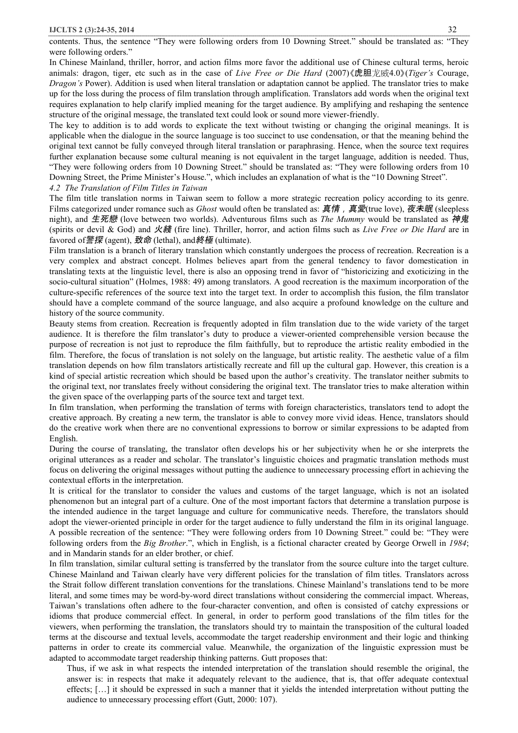contents. Thus, the sentence "They were following orders from 10 Downing Street." should be translated as: "They were following orders."

In Chinese Mainland, thriller, horror, and action films more favor the additional use of Chinese cultural terms, heroic animals: dragon, tiger, etc such as in the case of *Live Free or Die Hard* (2007)《虎胆龙威4.0》(*Tiger's* Courage, *Dragon's* Power). Addition is used when literal translation or adaptation cannot be applied. The translator tries to make up for the loss during the process of film translation through amplification. Translators add words when the original text requires explanation to help clarify implied meaning for the target audience. By amplifying and reshaping the sentence structure of the original message, the translated text could look or sound more viewer-friendly.

The key to addition is to add words to explicate the text without twisting or changing the original meanings. It is applicable when the dialogue in the source language is too succinct to use condensation, or that the meaning behind the original text cannot be fully conveyed through literal translation or paraphrasing. Hence, when the source text requires further explanation because some cultural meaning is not equivalent in the target language, addition is needed. Thus, "They were following orders from 10 Downing Street." should be translated as: "They were following orders from 10 Downing Street, the Prime Minister's House.", which includes an explanation of what is the "10 Downing Street".

*4.2 The Translation of Film Titles in Taiwan*

The film title translation norms in Taiwan seem to follow a more strategic recreation policy according to its genre. Films categorized under romance such as *Ghost* would often be translated as: *真情，真愛*(true love), *夜未眠* (sleepless night), and *生死戀* (love between two worlds). Adventurous films such as *The Mummy* would be translated as *神鬼* (spirits or devil & God) and *火綫* (fire line). Thriller, horror, and action films such as *Live Free or Die Hard* are in favored of*警探* (agent), *致命* (lethal), and*終極* (ultimate).

Film translation is a branch of literary translation which constantly undergoes the process of recreation. Recreation is a very complex and abstract concept. Holmes believes apart from the general tendency to favor domestication in translating texts at the linguistic level, there is also an opposing trend in favor of "historicizing and exoticizing in the socio-cultural situation" (Holmes, 1988: 49) among translators. A good recreation is the maximum incorporation of the culture-specific references of the source text into the target text. In order to accomplish this fusion, the film translator should have a complete command of the source language, and also acquire a profound knowledge on the culture and history of the source community.

Beauty stems from creation. Recreation is frequently adopted in film translation due to the wide variety of the target audience. It is therefore the film translator's duty to produce a viewer-oriented comprehensible version because the purpose of recreation is not just to reproduce the film faithfully, but to reproduce the artistic reality embodied in the film. Therefore, the focus of translation is not solely on the language, but artistic reality. The aesthetic value of a film translation depends on how film translators artistically recreate and fill up the cultural gap. However, this creation is a kind of special artistic recreation which should be based upon the author's creativity. The translator neither submits to the original text, nor translates freely without considering the original text. The translator tries to make alteration within the given space of the overlapping parts of the source text and target text.

In film translation, when performing the translation of terms with foreign characteristics, translators tend to adopt the creative approach. By creating a new term, the translator is able to convey more vivid ideas. Hence, translators should do the creative work when there are no conventional expressions to borrow or similar expressions to be adapted from English.

During the course of translating, the translator often develops his or her subjectivity when he or she interprets the original utterances as a reader and scholar. The translator's linguistic choices and pragmatic translation methods must focus on delivering the original messages without putting the audience to unnecessary processing effort in achieving the contextual efforts in the interpretation.

It is critical for the translator to consider the values and customs of the target language, which is not an isolated phenomenon but an integral part of a culture. One of the most important factors that determine a translation purpose is the intended audience in the target language and culture for communicative needs. Therefore, the translators should adopt the viewer-oriented principle in order for the target audience to fully understand the film in its original language. A possible recreation of the sentence: "They were following orders from 10 Downing Street." could be: "They were following orders from the *Big Brother*.", which in English, is a fictional character created by George Orwell in *1984*; and in Mandarin stands for an elder brother, or chief.

In film translation, similar cultural setting is transferred by the translator from the source culture into the target culture. Chinese Mainland and Taiwan clearly have very different policies for the translation of film titles. Translators across the Strait follow different translation conventions for the translations. Chinese Mainland's translations tend to be more literal, and some times may be word-by-word direct translations without considering the commercial impact. Whereas, Taiwan's translations often adhere to the four-character convention, and often is consisted of catchy expressions or idioms that produce commercial effect. In general, in order to perform good translations of the film titles for the viewers, when performing the translation, the translators should try to maintain the transposition of the cultural loaded terms at the discourse and textual levels, accommodate the target readership environment and their logic and thinking patterns in order to create its commercial value. Meanwhile, the organization of the linguistic expression must be adapted to accommodate target readership thinking patterns. Gutt proposes that:

> Thus, if we ask in what respects the intended interpretation of the translation should resemble the original, the answer is: in respects that make it adequately relevant to the audience, that is, that offer adequate contextual effects; […] it should be expressed in such a manner that it yields the intended interpretation without putting the audience to unnecessary processing effort (Gutt, 2000: 107).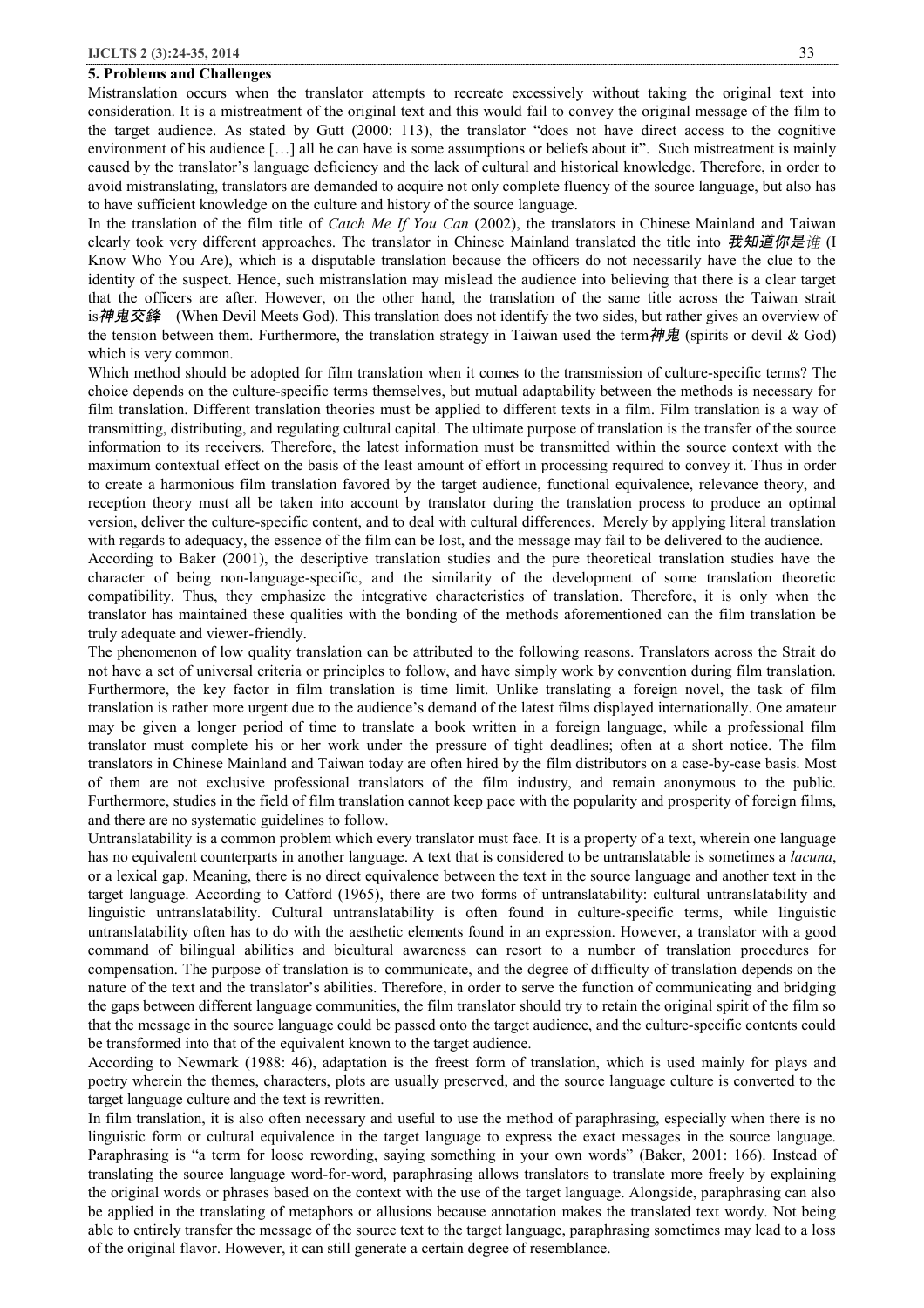## 5. Problems and Challenges

Mistranslation occurs when the translator attempts to recreate excessively without taking the original text into consideration. It is a mistreatment of the original text and this would fail to convey the original message of the film to the target audience. As stated by Gutt (2000: 113), the translator "does not have direct access to the cognitive environment of his audience […] all he can have is some assumptions or beliefs about it". Such mistreatment is mainly caused by the translator's language deficiency and the lack of cultural and historical knowledge. Therefore, in order to avoid mistranslating, translators are demanded to acquire not only complete fluency of the source language, but also has to have sufficient knowledge on the culture and history of the source language.

In the translation of the film title of *Catch Me If You Can* (2002), the translators in Chinese Mainland and Taiwan clearly took very different approaches. The translator in Chinese Mainland translated the title into ***我知道你是谁*** (I Know Who You Are), which is a disputable translation because the officers do not necessarily have the clue to the identity of the suspect. Hence, such mistranslation may mislead the audience into believing that there is a clear target that the officers are after. However, on the other hand, the translation of the same title across the Taiwan strait is***神鬼交鋒*** (When Devil Meets God). This translation does not identify the two sides, but rather gives an overview of the tension between them. Furthermore, the translation strategy in Taiwan used the term***神鬼*** (spirits or devil & God) which is very common.

Which method should be adopted for film translation when it comes to the transmission of culture-specific terms? The choice depends on the culture-specific terms themselves, but mutual adaptability between the methods is necessary for film translation. Different translation theories must be applied to different texts in a film. Film translation is a way of transmitting, distributing, and regulating cultural capital. The ultimate purpose of translation is the transfer of the source information to its receivers. Therefore, the latest information must be transmitted within the source context with the maximum contextual effect on the basis of the least amount of effort in processing required to convey it. Thus in order to create a harmonious film translation favored by the target audience, functional equivalence, relevance theory, and reception theory must all be taken into account by translator during the translation process to produce an optimal version, deliver the culture-specific content, and to deal with cultural differences. Merely by applying literal translation with regards to adequacy, the essence of the film can be lost, and the message may fail to be delivered to the audience.

According to Baker (2001), the descriptive translation studies and the pure theoretical translation studies have the character of being non-language-specific, and the similarity of the development of some translation theoretic compatibility. Thus, they emphasize the integrative characteristics of translation. Therefore, it is only when the translator has maintained these qualities with the bonding of the methods aforementioned can the film translation be truly adequate and viewer-friendly.

The phenomenon of low quality translation can be attributed to the following reasons. Translators across the Strait do not have a set of universal criteria or principles to follow, and have simply work by convention during film translation. Furthermore, the key factor in film translation is time limit. Unlike translating a foreign novel, the task of film translation is rather more urgent due to the audience's demand of the latest films displayed internationally. One amateur may be given a longer period of time to translate a book written in a foreign language, while a professional film translator must complete his or her work under the pressure of tight deadlines; often at a short notice. The film translators in Chinese Mainland and Taiwan today are often hired by the film distributors on a case-by-case basis. Most of them are not exclusive professional translators of the film industry, and remain anonymous to the public. Furthermore, studies in the field of film translation cannot keep pace with the popularity and prosperity of foreign films, and there are no systematic guidelines to follow.

Untranslatability is a common problem which every translator must face. It is a property of a text, wherein one language has no equivalent counterparts in another language. A text that is considered to be untranslatable is sometimes a *lacuna*, or a lexical gap. Meaning, there is no direct equivalence between the text in the source language and another text in the target language. According to Catford (1965), there are two forms of untranslatability: cultural untranslatability and linguistic untranslatability. Cultural untranslatability is often found in culture-specific terms, while linguistic untranslatability often has to do with the aesthetic elements found in an expression. However, a translator with a good command of bilingual abilities and bicultural awareness can resort to a number of translation procedures for compensation. The purpose of translation is to communicate, and the degree of difficulty of translation depends on the nature of the text and the translator's abilities. Therefore, in order to serve the function of communicating and bridging the gaps between different language communities, the film translator should try to retain the original spirit of the film so that the message in the source language could be passed onto the target audience, and the culture-specific contents could be transformed into that of the equivalent known to the target audience.

According to Newmark (1988: 46), adaptation is the freest form of translation, which is used mainly for plays and poetry wherein the themes, characters, plots are usually preserved, and the source language culture is converted to the target language culture and the text is rewritten.

In film translation, it is also often necessary and useful to use the method of paraphrasing, especially when there is no linguistic form or cultural equivalence in the target language to express the exact messages in the source language. Paraphrasing is "a term for loose rewording, saying something in your own words" (Baker, 2001: 166). Instead of translating the source language word-for-word, paraphrasing allows translators to translate more freely by explaining the original words or phrases based on the context with the use of the target language. Alongside, paraphrasing can also be applied in the translating of metaphors or allusions because annotation makes the translated text wordy. Not being able to entirely transfer the message of the source text to the target language, paraphrasing sometimes may lead to a loss of the original flavor. However, it can still generate a certain degree of resemblance.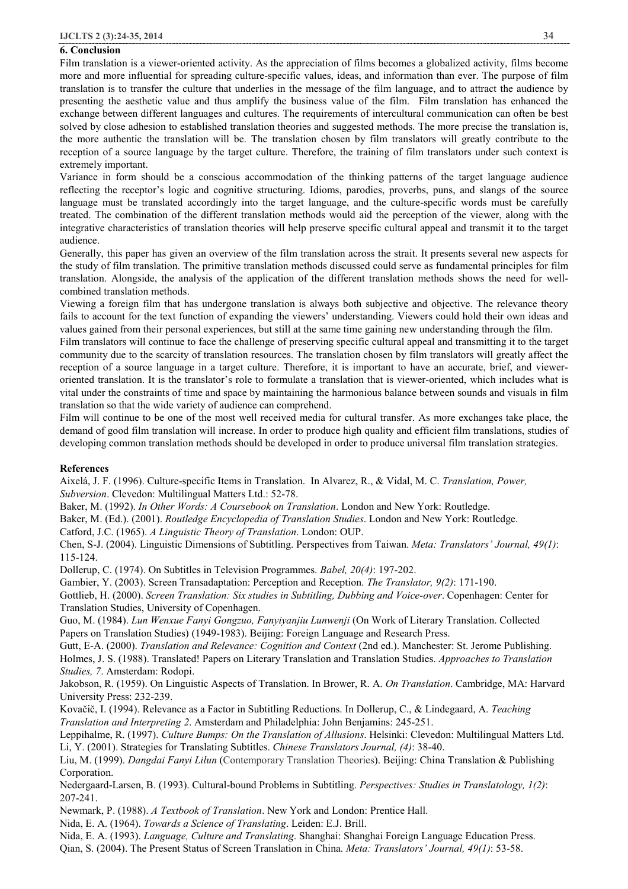## 6. Conclusion

Film translation is a viewer-oriented activity. As the appreciation of films becomes a globalized activity, films become more and more influential for spreading culture-specific values, ideas, and information than ever. The purpose of film translation is to transfer the culture that underlies in the message of the film language, and to attract the audience by presenting the aesthetic value and thus amplify the business value of the film. Film translation has enhanced the exchange between different languages and cultures. The requirements of intercultural communication can often be best solved by close adhesion to established translation theories and suggested methods. The more precise the translation is, the more authentic the translation will be. The translation chosen by film translators will greatly contribute to the reception of a source language by the target culture. Therefore, the training of film translators under such context is extremely important.

Variance in form should be a conscious accommodation of the thinking patterns of the target language audience reflecting the receptor's logic and cognitive structuring. Idioms, parodies, proverbs, puns, and slangs of the source language must be translated accordingly into the target language, and the culture-specific words must be carefully treated. The combination of the different translation methods would aid the perception of the viewer, along with the integrative characteristics of translation theories will help preserve specific cultural appeal and transmit it to the target audience.

Generally, this paper has given an overview of the film translation across the strait. It presents several new aspects for the study of film translation. The primitive translation methods discussed could serve as fundamental principles for film translation. Alongside, the analysis of the application of the different translation methods shows the need for well-combined translation methods.

Viewing a foreign film that has undergone translation is always both subjective and objective. The relevance theory fails to account for the text function of expanding the viewers' understanding. Viewers could hold their own ideas and values gained from their personal experiences, but still at the same time gaining new understanding through the film.

Film translators will continue to face the challenge of preserving specific cultural appeal and transmitting it to the target community due to the scarcity of translation resources. The translation chosen by film translators will greatly affect the reception of a source language in a target culture. Therefore, it is important to have an accurate, brief, and viewer-oriented translation. It is the translator's role to formulate a translation that is viewer-oriented, which includes what is vital under the constraints of time and space by maintaining the harmonious balance between sounds and visuals in film translation so that the wide variety of audience can comprehend.

Film will continue to be one of the most well received media for cultural transfer. As more exchanges take place, the demand of good film translation will increase. In order to produce high quality and efficient film translations, studies of developing common translation methods should be developed in order to produce universal film translation strategies.

## References

Aixelá, J. F. (1996). Culture-specific Items in Translation. In Alvarez, R., & Vidal, M. C. *Translation, Power, Subversion*. Clevedon: Multilingual Matters Ltd.: 52-78.

Baker, M. (1992). *In Other Words: A Coursebook on Translation*. London and New York: Routledge.

Baker, M. (Ed.). (2001). *Routledge Encyclopedia of Translation Studies*. London and New York: Routledge.

Catford, J.C. (1965). *A Linguistic Theory of Translation*. London: OUP.

Chen, S-J. (2004). Linguistic Dimensions of Subtitling. Perspectives from Taiwan. *Meta: Translators' Journal, 49(1)*: 115-124.

Dollerup, C. (1974). On Subtitles in Television Programmes. *Babel, 20(4)*: 197-202.

Gambier, Y. (2003). Screen Transadaptation: Perception and Reception. *The Translator, 9(2)*: 171-190.

Gottlieb, H. (2000). *Screen Translation: Six studies in Subtitling, Dubbing and Voice-over*. Copenhagen: Center for Translation Studies, University of Copenhagen.

Guo, M. (1984). *Lun Wenxue Fanyi Gongzuo, Fanyiyanjiu Lunwenji* (On Work of Literary Translation. Collected Papers on Translation Studies) (1949-1983). Beijing: Foreign Language and Research Press.

Gutt, E-A. (2000). *Translation and Relevance: Cognition and Context* (2nd ed.). Manchester: St. Jerome Publishing.

Holmes, J. S. (1988). Translated! Papers on Literary Translation and Translation Studies. *Approaches to Translation Studies, 7*. Amsterdam: Rodopi.

Jakobson, R. (1959). On Linguistic Aspects of Translation. In Brower, R. A. *On Translation*. Cambridge, MA: Harvard University Press: 232-239.

Kovačič, I. (1994). Relevance as a Factor in Subtitling Reductions. In Dollerup, C., & Lindegaard, A. *Teaching Translation and Interpreting 2*. Amsterdam and Philadelphia: John Benjamins: 245-251.

Leppihalme, R. (1997). *Culture Bumps: On the Translation of Allusions*. Helsinki: Clevedon: Multilingual Matters Ltd.

Li, Y. (2001). Strategies for Translating Subtitles. *Chinese Translators Journal, (4)*: 38-40.

Liu, M. (1999). *Dangdai Fanyi Lilun* (Contemporary Translation Theories). Beijing: China Translation & Publishing Corporation.

Nedergaard-Larsen, B. (1993). Cultural-bound Problems in Subtitling. *Perspectives: Studies in Translatology, 1(2)*: 207-241.

Newmark, P. (1988). *A Textbook of Translation*. New York and London: Prentice Hall.

Nida, E. A. (1964). *Towards a Science of Translating*. Leiden: E.J. Brill.

Nida, E. A. (1993). *Language, Culture and Translating*. Shanghai: Shanghai Foreign Language Education Press.

Qian, S. (2004). The Present Status of Screen Translation in China. *Meta: Translators' Journal, 49(1)*: 53-58.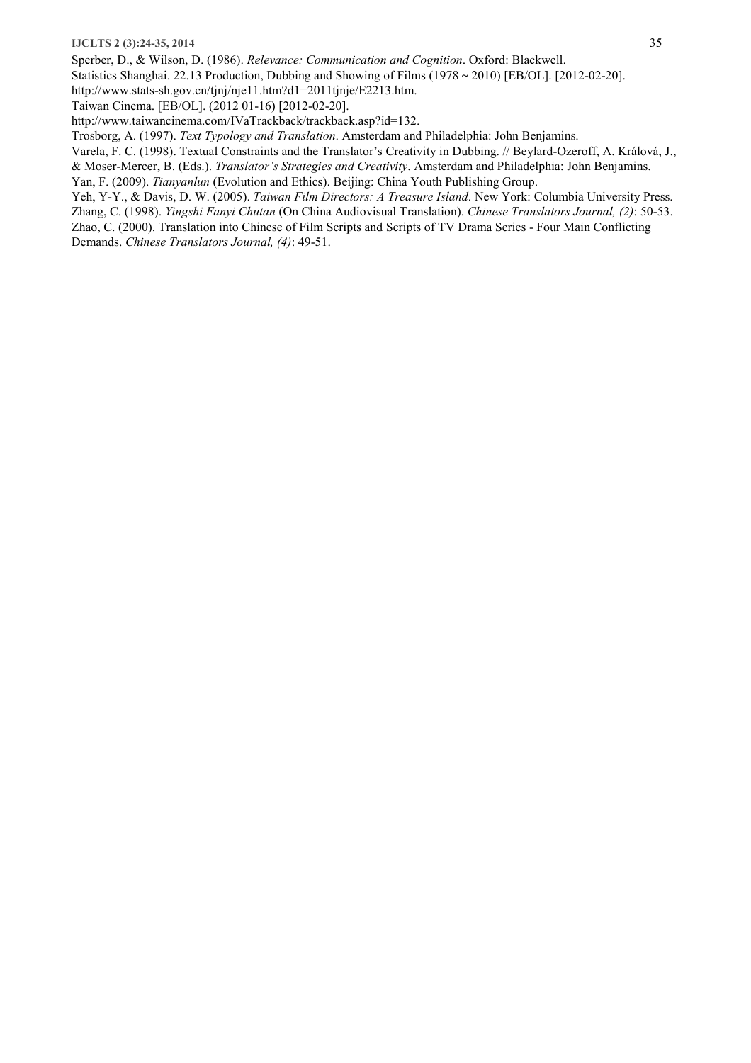Sperber, D., & Wilson, D. (1986). *Relevance: Communication and Cognition*. Oxford: Blackwell.

Statistics Shanghai. 22.13 Production, Dubbing and Showing of Films (1978 ~ 2010) [EB/OL]. [2012-02-20]. http://www.stats-sh.gov.cn/tjnj/nje11.htm?d1=2011tjnje/E2213.htm.

Taiwan Cinema. [EB/OL]. (2012 01-16) [2012-02-20]. http://www.taiwancinema.com/IVaTrackback/trackback.asp?id=132.

Trosborg, A. (1997). *Text Typology and Translation*. Amsterdam and Philadelphia: John Benjamins.

Varela, F. C. (1998). Textual Constraints and the Translator's Creativity in Dubbing. // Beylard-Ozeroff, A. Králová, J., & Moser-Mercer, B. (Eds.). *Translator's Strategies and Creativity*. Amsterdam and Philadelphia: John Benjamins.

Yan, F. (2009). *Tianyanlun* (Evolution and Ethics). Beijing: China Youth Publishing Group.

Yeh, Y-Y., & Davis, D. W. (2005). *Taiwan Film Directors: A Treasure Island*. New York: Columbia University Press.

Zhang, C. (1998). *Yingshi Fanyi Chutan* (On China Audiovisual Translation). *Chinese Translators Journal, (2)*: 50-53.

Zhao, C. (2000). Translation into Chinese of Film Scripts and Scripts of TV Drama Series - Four Main Conflicting Demands. *Chinese Translators Journal, (4)*: 49-51.